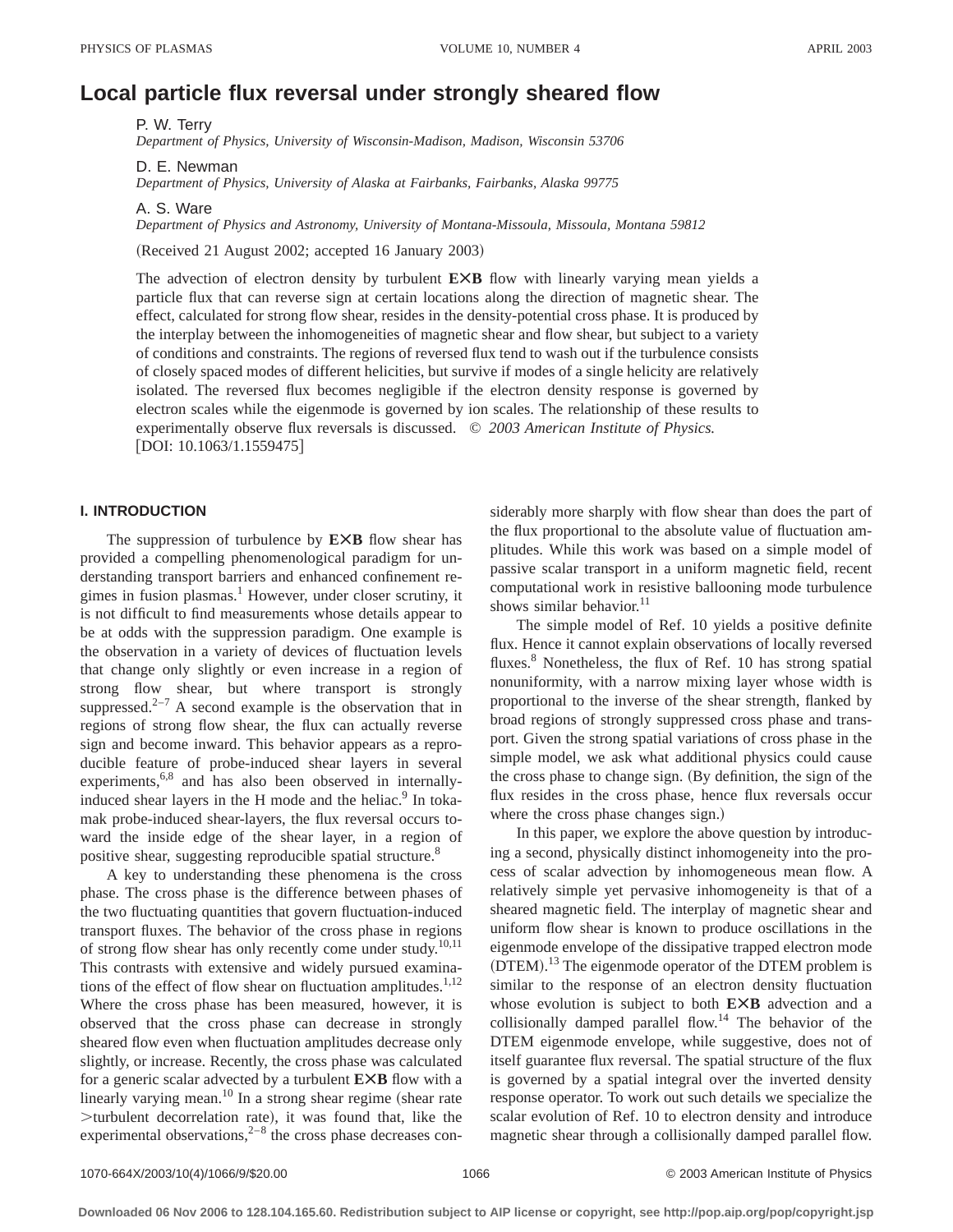# Local particle flux reversal under strongly sheared flow

P. W. Terry
*Department of Physics, University of Wisconsin-Madison, Madison, Wisconsin 53706*

D. E. Newman
*Department of Physics, University of Alaska at Fairbanks, Fairbanks, Alaska 99775*

A. S. Ware
*Department of Physics and Astronomy, University of Montana-Missoula, Missoula, Montana 59812*

(Received 21 August 2002; accepted 16 January 2003)

The advection of electron density by turbulent **E**×**B** flow with linearly varying mean yields a particle flux that can reverse sign at certain locations along the direction of magnetic shear. The effect, calculated for strong flow shear, resides in the density-potential cross phase. It is produced by the interplay between the inhomogeneities of magnetic shear and flow shear, but subject to a variety of conditions and constraints. The regions of reversed flux tend to wash out if the turbulence consists of closely spaced modes of different helicities, but survive if modes of a single helicity are relatively isolated. The reversed flux becomes negligible if the electron density response is governed by electron scales while the eigenmode is governed by ion scales. The relationship of these results to experimentally observe flux reversals is discussed. © *2003 American Institute of Physics.* [DOI: 10.1063/1.1559475]

## I. INTRODUCTION

The suppression of turbulence by **E**×**B** flow shear has provided a compelling phenomenological paradigm for understanding transport barriers and enhanced confinement regimes in fusion plasmas.[1] However, under closer scrutiny, it is not difficult to find measurements whose details appear to be at odds with the suppression paradigm. One example is the observation in a variety of devices of fluctuation levels that change only slightly or even increase in a region of strong flow shear, but where transport is strongly suppressed.[2–7] A second example is the observation that in regions of strong flow shear, the flux can actually reverse sign and become inward. This behavior appears as a reproducible feature of probe-induced shear layers in several experiments,[6,8] and has also been observed in internally-induced shear layers in the H mode and the heliac.[9] In tokamak probe-induced shear-layers, the flux reversal occurs toward the inside edge of the shear layer, in a region of positive shear, suggesting reproducible spatial structure.[8]

A key to understanding these phenomena is the cross phase. The cross phase is the difference between phases of the two fluctuating quantities that govern fluctuation-induced transport fluxes. The behavior of the cross phase in regions of strong flow shear has only recently come under study.[10,11] This contrasts with extensive and widely pursued examinations of the effect of flow shear on fluctuation amplitudes.[1,12] Where the cross phase has been measured, however, it is observed that the cross phase can decrease in strongly sheared flow even when fluctuation amplitudes decrease only slightly, or increase. Recently, the cross phase was calculated for a generic scalar advected by a turbulent **E**×**B** flow with a linearly varying mean.[10] In a strong shear regime (shear rate >turbulent decorrelation rate), it was found that, like the experimental observations,[2–8] the cross phase decreases considerably more sharply with flow shear than does the part of the flux proportional to the absolute value of fluctuation amplitudes. While this work was based on a simple model of passive scalar transport in a uniform magnetic field, recent computational work in resistive ballooning mode turbulence shows similar behavior.[11]

The simple model of Ref. 10 yields a positive definite flux. Hence it cannot explain observations of locally reversed fluxes.[8] Nonetheless, the flux of Ref. 10 has strong spatial nonuniformity, with a narrow mixing layer whose width is proportional to the inverse of the shear strength, flanked by broad regions of strongly suppressed cross phase and transport. Given the strong spatial variations of cross phase in the simple model, we ask what additional physics could cause the cross phase to change sign. (By definition, the sign of the flux resides in the cross phase, hence flux reversals occur where the cross phase changes sign.)

In this paper, we explore the above question by introducing a second, physically distinct inhomogeneity into the process of scalar advection by inhomogeneous mean flow. A relatively simple yet pervasive inhomogeneity is that of a sheared magnetic field. The interplay of magnetic shear and uniform flow shear is known to produce oscillations in the eigenmode envelope of the dissipative trapped electron mode (DTEM).[13] The eigenmode operator of the DTEM problem is similar to the response of an electron density fluctuation whose evolution is subject to both **E**×**B** advection and a collisionally damped parallel flow.[14] The behavior of the DTEM eigenmode envelope, while suggestive, does not of itself guarantee flux reversal. The spatial structure of the flux is governed by a spatial integral over the inverted density response operator. To work out such details we specialize the scalar evolution of Ref. 10 to electron density and introduce magnetic shear through a collisionally damped parallel flow.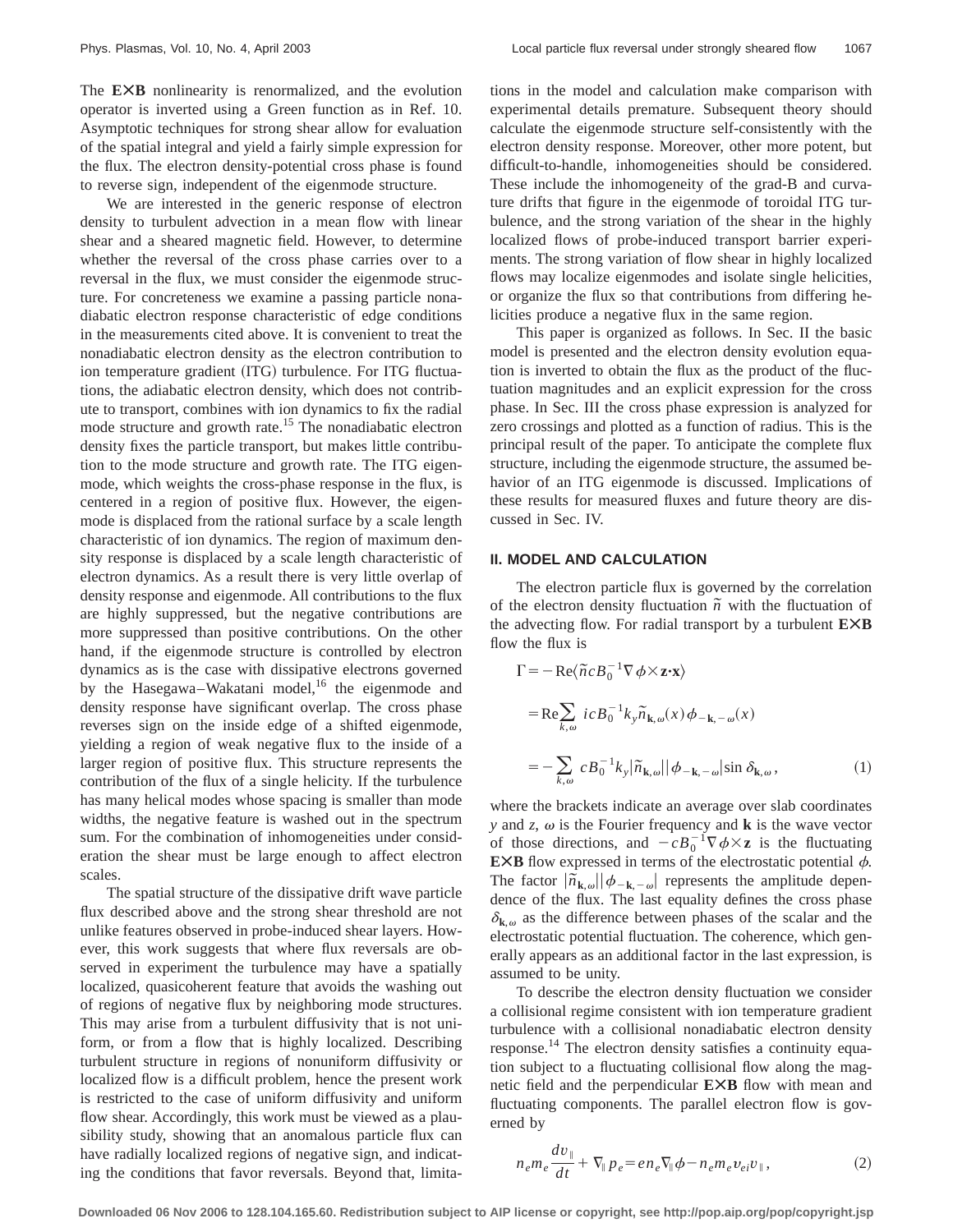The **E×B** nonlinearity is renormalized, and the evolution operator is inverted using a Green function as in Ref. 10. Asymptotic techniques for strong shear allow for evaluation of the spatial integral and yield a fairly simple expression for the flux. The electron density-potential cross phase is found to reverse sign, independent of the eigenmode structure.

We are interested in the generic response of electron density to turbulent advection in a mean flow with linear shear and a sheared magnetic field. However, to determine whether the reversal of the cross phase carries over to a reversal in the flux, we must consider the eigenmode structure. For concreteness we examine a passing particle nonadiabatic electron response characteristic of edge conditions in the measurements cited above. It is convenient to treat the nonadiabatic electron density as the electron contribution to ion temperature gradient (ITG) turbulence. For ITG fluctuations, the adiabatic electron density, which does not contribute to transport, combines with ion dynamics to fix the radial mode structure and growth rate.[15] The nonadiabatic electron density fixes the particle transport, but makes little contribution to the mode structure and growth rate. The ITG eigenmode, which weights the cross-phase response in the flux, is centered in a region of positive flux. However, the eigenmode is displaced from the rational surface by a scale length characteristic of ion dynamics. The region of maximum density response is displaced by a scale length characteristic of electron dynamics. As a result there is very little overlap of density response and eigenmode. All contributions to the flux are highly suppressed, but the negative contributions are more suppressed than positive contributions. On the other hand, if the eigenmode structure is controlled by electron dynamics as is the case with dissipative electrons governed by the Hasegawa–Wakatani model,[16] the eigenmode and density response have significant overlap. The cross phase reverses sign on the inside edge of a shifted eigenmode, yielding a region of weak negative flux to the inside of a larger region of positive flux. This structure represents the contribution of the flux of a single helicity. If the turbulence has many helical modes whose spacing is smaller than mode widths, the negative feature is washed out in the spectrum sum. For the combination of inhomogeneities under consideration the shear must be large enough to affect electron scales.

The spatial structure of the dissipative drift wave particle flux described above and the strong shear threshold are not unlike features observed in probe-induced shear layers. However, this work suggests that where flux reversals are observed in experiment the turbulence may have a spatially localized, quasicoherent feature that avoids the washing out of regions of negative flux by neighboring mode structures. This may arise from a turbulent diffusivity that is not uniform, or from a flow that is highly localized. Describing turbulent structure in regions of nonuniform diffusivity or localized flow is a difficult problem, hence the present work is restricted to the case of uniform diffusivity and uniform flow shear. Accordingly, this work must be viewed as a plausibility study, showing that an anomalous particle flux can have radially localized regions of negative sign, and indicating the conditions that favor reversals. Beyond that, limitations in the model and calculation make comparison with experimental details premature. Subsequent theory should calculate the eigenmode structure self-consistently with the electron density response. Moreover, other more potent, but difficult-to-handle, inhomogeneities should be considered. These include the inhomogeneity of the grad-B and curvature drifts that figure in the eigenmode of toroidal ITG turbulence, and the strong variation of the shear in the highly localized flows of probe-induced transport barrier experiments. The strong variation of flow shear in highly localized flows may localize eigenmodes and isolate single helicities, or organize the flux so that contributions from differing helicities produce a negative flux in the same region.

This paper is organized as follows. In Sec. II the basic model is presented and the electron density evolution equation is inverted to obtain the flux as the product of the fluctuation magnitudes and an explicit expression for the cross phase. In Sec. III the cross phase expression is analyzed for zero crossings and plotted as a function of radius. This is the principal result of the paper. To anticipate the complete flux structure, including the eigenmode structure, the assumed behavior of an ITG eigenmode is discussed. Implications of these results for measured fluxes and future theory are discussed in Sec. IV.

## II. MODEL AND CALCULATION

The electron particle flux is governed by the correlation of the electron density fluctuation $\tilde{n}$ with the fluctuation of the advecting flow. For radial transport by a turbulent **E×B** flow the flux is

$$\begin{aligned}\Gamma &= -\mathrm{Re}\langle \tilde{n} c B_0^{-1} \nabla \phi \times \mathbf{z} \cdot \mathbf{x} \rangle \\ &= \mathrm{Re} \sum_{k,\omega} i c B_0^{-1} k_y \tilde{n}_{\mathbf{k},\omega}(x) \phi_{-\mathbf{k},-\omega}(x) \\ &= -\sum_{k,\omega} c B_0^{-1} k_y |\tilde{n}_{\mathbf{k},\omega}| |\phi_{-\mathbf{k},-\omega}| \sin \delta_{\mathbf{k},\omega},\end{aligned} \tag{1}$$

where the brackets indicate an average over slab coordinates $y$ and $z$, $\omega$ is the Fourier frequency and $\mathbf{k}$ is the wave vector of those directions, and $-cB_0^{-1}\nabla\phi\times\mathbf{z}$ is the fluctuating **E×B** flow expressed in terms of the electrostatic potential $\phi$. The factor $|\tilde{n}_{\mathbf{k},\omega}||\phi_{-\mathbf{k},-\omega}|$ represents the amplitude dependence of the flux. The last equality defines the cross phase $\delta_{\mathbf{k},\omega}$ as the difference between phases of the scalar and the electrostatic potential fluctuation. The coherence, which generally appears as an additional factor in the last expression, is assumed to be unity.

To describe the electron density fluctuation we consider a collisional regime consistent with ion temperature gradient turbulence with a collisional nonadiabatic electron density response.[14] The electron density satisfies a continuity equation subject to a fluctuating collisional flow along the magnetic field and the perpendicular **E×B** flow with mean and fluctuating components. The parallel electron flow is governed by

$$n_e m_e \frac{dv_\parallel}{dt} + \nabla_\parallel p_e = e n_e \nabla_\parallel \phi - n_e m_e \nu_{ei} v_\parallel , \tag{2}$$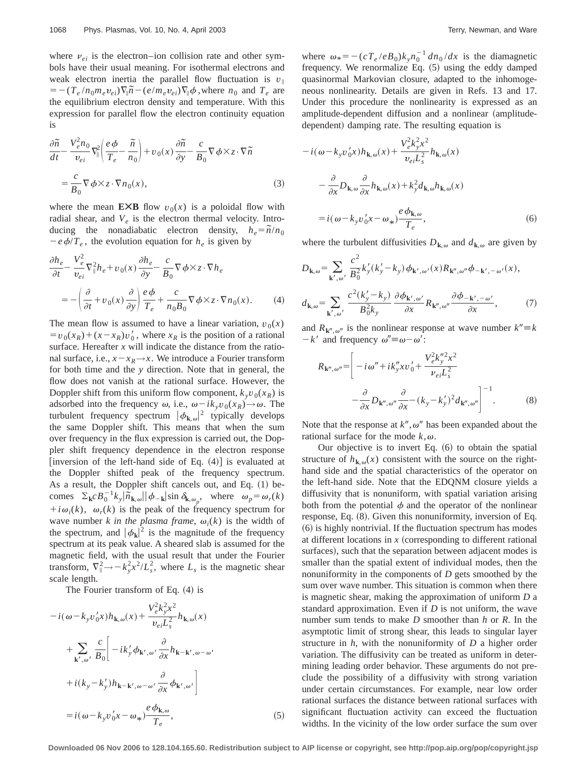where $\nu_{ei}$ is the electron–ion collision rate and other symbols have their usual meaning. For isothermal electrons and weak electron inertia the parallel flow fluctuation is $v_\parallel = -(T_e/n_0 m_e \nu_{ei})\nabla_\parallel \tilde{n} - (e/m_e \nu_{ei})\nabla_\parallel \phi$, where $n_0$ and $T_e$ are the equilibrium electron density and temperature. With this expression for parallel flow the electron continuity equation is

$$\frac{\partial \tilde{n}}{dt} - \frac{V_e^2 n_0}{\nu_{ei}} \nabla_\parallel^2 \left( \frac{e\phi}{T_e} - \frac{\tilde{n}}{n_0} \right) + v_0(x) \frac{\partial \tilde{n}}{\partial y} - \frac{c}{B_0} \nabla \phi \times z \cdot \nabla \tilde{n} = \frac{c}{B_0} \nabla \phi \times z \cdot \nabla n_0(x), \tag{3}$$

where the mean $\mathbf{E}\times\mathbf{B}$ flow $v_0(x)$ is a poloidal flow with radial shear, and $V_e$ is the electron thermal velocity. Introducing the nonadiabatic electron density, $h_e = \tilde{n}/n_0 - e\phi/T_e$, the evolution equation for $h_e$ is given by

$$\frac{\partial h_e}{\partial t} - \frac{V_e^2}{\nu_{ei}} \nabla_\parallel^2 h_e + v_0(x) \frac{\partial h_e}{\partial y} - \frac{c}{B_0} \nabla \phi \times z \cdot \nabla h_e = -\left( \frac{\partial}{\partial t} + v_0(x) \frac{\partial}{\partial y} \right) \frac{e\phi}{T_e} + \frac{c}{n_0 B_0} \nabla \phi \times z \cdot \nabla n_0(x). \tag{4}$$

The mean flow is assumed to have a linear variation, $v_0(x) = v_0(x_R) + (x - x_R) v_0'$, where $x_R$ is the position of a rational surface. Hereafter $x$ will indicate the distance from the rational surface, i.e., $x - x_R \to x$. We introduce a Fourier transform for both time and the $y$ direction. Note that in general, the flow does not vanish at the rational surface. However, the Doppler shift from this uniform flow component, $k_y v_0(x_R)$ is adsorbed into the frequency $\omega$, i.e., $\omega - i k_y v_0(x_R) \to \omega$. The turbulent frequency spectrum $|\phi_{\mathbf{k},\omega}|^2$ typically develops the same Doppler shift. This means that when the sum over frequency in the flux expression is carried out, the Doppler shift frequency dependence in the electron response [inversion of the left-hand side of Eq. (4)] is evaluated at the Doppler shifted peak of the frequency spectrum. As a result, the Doppler shift cancels out, and Eq. (1) becomes $\Sigma_{\mathbf{k}} c B_0^{-1} k_y |\tilde{n}_{\mathbf{k},\omega}| |\phi_{-\mathbf{k}}| \sin \delta_{\mathbf{k},\omega_p}$, where $\omega_p = \omega_r(k) + i\omega_i(k)$, $\omega_r(k)$ is the peak of the frequency spectrum for wave number $k$ *in the plasma frame*, $\omega_i(k)$ is the width of the spectrum, and $|\phi_{\mathbf{k}}|^2$ is the magnitude of the frequency spectrum at its peak value. A sheared slab is assumed for the magnetic field, with the usual result that under the Fourier transform, $\nabla_\parallel^2 \to -k_y^2 x^2 / L_s^2$, where $L_s$ is the magnetic shear scale length.

The Fourier transform of Eq. (4) is

$$-i(\omega - k_y v_0' x) h_{\mathbf{k},\omega}(x) + \frac{V_e^2 k_y^2 x^2}{\nu_{ei} L_s^2} h_{\mathbf{k},\omega}(x) + \sum_{\mathbf{k}',\omega'} \frac{c}{B_0} \left[ -i k_y' \phi_{\mathbf{k}',\omega'} \frac{\partial}{\partial x} h_{\mathbf{k}-\mathbf{k}',\omega-\omega'} + i(k_y - k_y') h_{\mathbf{k}-\mathbf{k}',\omega-\omega'} \frac{\partial}{\partial x} \phi_{\mathbf{k}',\omega'} \right] = i(\omega - k_y v_0' x - \omega_*) \frac{e\phi_{\mathbf{k},\omega}}{T_e}, \tag{5}$$

where $\omega_* = -(cT_e/eB_0) k_y n_0^{-1} dn_0/dx$ is the diamagnetic frequency. We renormalize Eq. (5) using the eddy damped quasinormal Markovian closure, adapted to the inhomogeneous nonlinearity. Details are given in Refs. 13 and 17. Under this procedure the nonlinearity is expressed as an amplitude-dependent diffusion and a nonlinear (amplitude-dependent) damping rate. The resulting equation is

$$-i(\omega - k_y v_0' x) h_{\mathbf{k},\omega}(x) + \frac{V_e^2 k_y^2 x^2}{\nu_{ei} L_s^2} h_{\mathbf{k},\omega}(x) - \frac{\partial}{\partial x} D_{\mathbf{k},\omega} \frac{\partial}{\partial x} h_{\mathbf{k},\omega}(x) + k_y^2 d_{\mathbf{k},\omega} h_{\mathbf{k},\omega}(x) = i(\omega - k_y v_0' x - \omega_*) \frac{e\phi_{\mathbf{k},\omega}}{T_e}, \tag{6}$$

where the turbulent diffusivities $D_{\mathbf{k},\omega}$ and $d_{\mathbf{k},\omega}$ are given by

$$D_{\mathbf{k},\omega} = \sum_{\mathbf{k}',\omega'} \frac{c^2}{B_0^2} k_y'(k_y' - k_y) \phi_{\mathbf{k}',\omega'}(x) R_{\mathbf{k}'',\omega''} \phi_{-\mathbf{k}',-\omega'}(x),$$

$$d_{\mathbf{k},\omega} = \sum_{\mathbf{k}',\omega'} \frac{c^2 (k_y' - k_y)}{B_0^2 k_y} \frac{\partial \phi_{\mathbf{k}',\omega'}}{\partial x} R_{\mathbf{k}'',\omega''} \frac{\partial \phi_{-\mathbf{k}',-\omega'}}{\partial x}, \tag{7}$$

and $R_{\mathbf{k}'',\omega''}$ is the nonlinear response at wave number $k'' \equiv k - k'$ and frequency $\omega'' \equiv \omega - \omega'$:

$$R_{\mathbf{k}'',\omega''} = \left[ -i\omega'' + i k_y'' x v_0' + \frac{V_e^2 k_y''^2 x^2}{\nu_{ei} L_s^2} - \frac{\partial}{\partial x} D_{\mathbf{k}'',\omega''} \frac{\partial}{\partial x} - (k_y - k_y')^2 d_{\mathbf{k}'',\omega''} \right]^{-1}. \tag{8}$$

Note that the response at $k'',\omega''$ has been expanded about the rational surface for the mode $k,\omega$.

Our objective is to invert Eq. (6) to obtain the spatial structure of $h_{\mathbf{k},\omega}(x)$ consistent with the source on the right-hand side and the spatial characteristics of the operator on the left-hand side. Note that the EDQNM closure yields a diffusivity that is nonuniform, with spatial variation arising both from the potential $\phi$ and the operator of the nonlinear response, Eq. (8). Given this nonuniformity, inversion of Eq. (6) is highly nontrivial. If the fluctuation spectrum has modes at different locations in $x$ (corresponding to different rational surfaces), such that the separation between adjacent modes is smaller than the spatial extent of individual modes, then the nonuniformity in the components of $D$ gets smoothed by the sum over wave number. This situation is common when there is magnetic shear, making the approximation of uniform $D$ a standard approximation. Even if $D$ is not uniform, the wave number sum tends to make $D$ smoother than $h$ or $R$. In the asymptotic limit of strong shear, this leads to singular layer structure in $h$, with the nonuniformity of $D$ a higher order variation. The diffusivity can be treated as uniform in determining leading order behavior. These arguments do not preclude the possibility of a diffusivity with strong variation under certain circumstances. For example, near low order rational surfaces the distance between rational surfaces with significant fluctuation activity can exceed the fluctuation widths. In the vicinity of the low order surface the sum over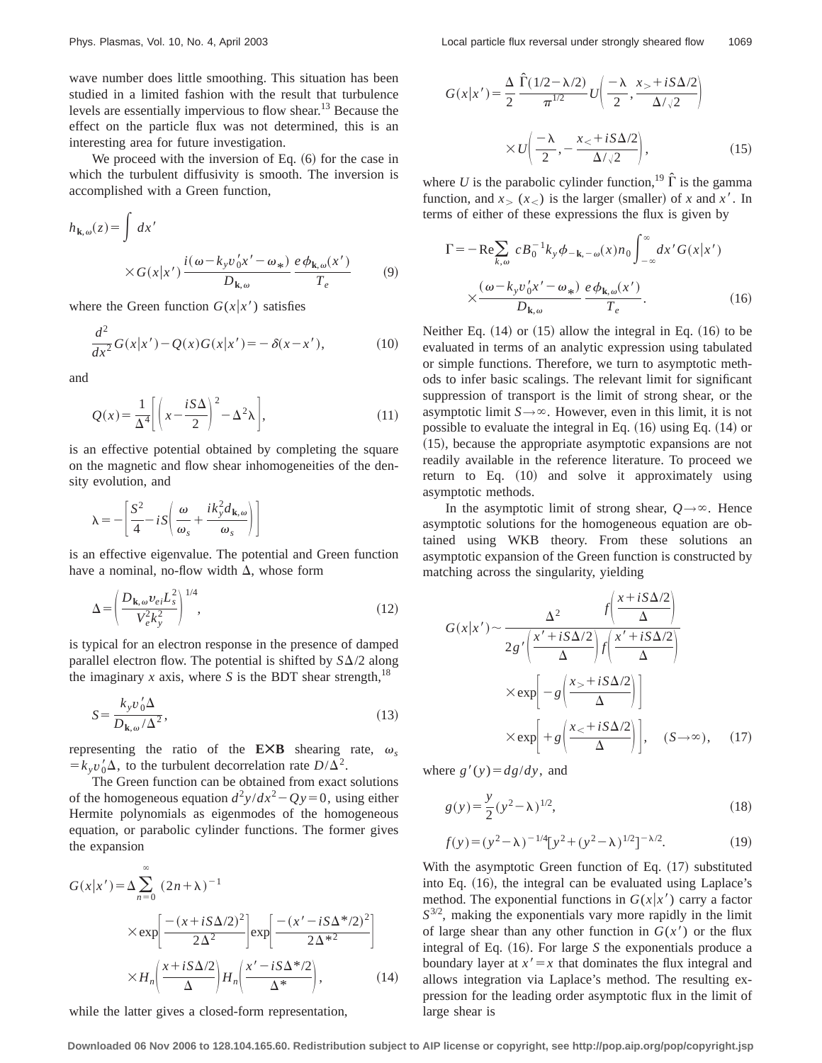wave number does little smoothing. This situation has been studied in a limited fashion with the result that turbulence levels are essentially impervious to flow shear.[13] Because the effect on the particle flux was not determined, this is an interesting area for future investigation.

We proceed with the inversion of Eq. (6) for the case in which the turbulent diffusivity is smooth. The inversion is accomplished with a Green function,

$$h_{\mathbf{k},\omega}(z)=\int dx' \times G(x|x')\,\frac{i(\omega-k_y v_0' x'-\omega_*)}{D_{\mathbf{k},\omega}}\,\frac{e\phi_{\mathbf{k},\omega}(x')}{T_e} \tag{9}$$

where the Green function $G(x|x')$ satisfies

$$\frac{d^2}{dx^2}G(x|x')-Q(x)G(x|x')=-\delta(x-x'), \tag{10}$$

and

$$Q(x)=\frac{1}{\Delta^4}\left[\left(x-\frac{iS\Delta}{2}\right)^2-\Delta^2\lambda\right], \tag{11}$$

is an effective potential obtained by completing the square on the magnetic and flow shear inhomogeneities of the density evolution, and

$$\lambda=-\left[\frac{S^2}{4}-iS\left(\frac{\omega}{\omega_s}+\frac{ik_y^2 d_{\mathbf{k},\omega}}{\omega_s}\right)\right]$$

is an effective eigenvalue. The potential and Green function have a nominal, no-flow width $\Delta$, whose form

$$\Delta=\left(\frac{D_{\mathbf{k},\omega}v_{ei}L_s^2}{V_e^2 k_y^2}\right)^{1/4}, \tag{12}$$

is typical for an electron response in the presence of damped parallel electron flow. The potential is shifted by $S\Delta/2$ along the imaginary $x$ axis, where $S$ is the BDT shear strength,[18]

$$S=\frac{k_y v_0'\Delta}{D_{\mathbf{k},\omega}/\Delta^2}, \tag{13}$$

representing the ratio of the $\mathbf{E}\times\mathbf{B}$ shearing rate, $\omega_s=k_y v_0'\Delta$, to the turbulent decorrelation rate $D/\Delta^2$.

The Green function can be obtained from exact solutions of the homogeneous equation $d^2y/dx^2-Qy=0$, using either Hermite polynomials as eigenmodes of the homogeneous equation, or parabolic cylinder functions. The former gives the expansion

$$G(x|x')=\Delta\sum_{n=0}^{\infty}(2n+\lambda)^{-1}\times\exp\left[\frac{-(x+iS\Delta/2)^2}{2\Delta^2}\right]\exp\left[\frac{-(x'-iS\Delta^*/2)^2}{2\Delta^{*2}}\right]\times H_n\left(\frac{x+iS\Delta/2}{\Delta}\right)H_n\left(\frac{x'-iS\Delta^*/2}{\Delta^*}\right), \tag{14}$$

while the latter gives a closed-form representation,

$$G(x|x')=\frac{\Delta}{2}\frac{\hat{\Gamma}(1/2-\lambda/2)}{\pi^{1/2}}U\left(\frac{-\lambda}{2},\frac{x_>+iS\Delta/2}{\Delta/\sqrt{2}}\right)\times U\left(\frac{-\lambda}{2},-\frac{x_<+iS\Delta/2}{\Delta/\sqrt{2}}\right), \tag{15}$$

where $U$ is the parabolic cylinder function,[19] $\hat{\Gamma}$ is the gamma function, and $x_>$ ($x_<$) is the larger (smaller) of $x$ and $x'$. In terms of either of these expressions the flux is given by

$$\Gamma=-\mathrm{Re}\sum_{k,\omega}cB_0^{-1}k_y\phi_{-\mathbf{k},-\omega}(x)n_0\int_{-\infty}^{\infty}dx'\,G(x|x')\times\frac{(\omega-k_y v_0'x'-\omega_*)}{D_{\mathbf{k},\omega}}\frac{e\phi_{\mathbf{k},\omega}(x')}{T_e}. \tag{16}$$

Neither Eq. (14) or (15) allow the integral in Eq. (16) to be evaluated in terms of an analytic expression using tabulated or simple functions. Therefore, we turn to asymptotic methods to infer basic scalings. The relevant limit for significant suppression of transport is the limit of strong shear, or the asymptotic limit $S\to\infty$. However, even in this limit, it is not possible to evaluate the integral in Eq. (16) using Eq. (14) or (15), because the appropriate asymptotic expansions are not readily available in the reference literature. To proceed we return to Eq. (10) and solve it approximately using asymptotic methods.

In the asymptotic limit of strong shear, $Q\to\infty$. Hence asymptotic solutions for the homogeneous equation are obtained using WKB theory. From these solutions an asymptotic expansion of the Green function is constructed by matching across the singularity, yielding

$$G(x|x')\sim\frac{\Delta^2\, f\left(\frac{x+iS\Delta/2}{\Delta}\right)}{2g'\left(\frac{x'+iS\Delta/2}{\Delta}\right)f\left(\frac{x'+iS\Delta/2}{\Delta}\right)}\times\exp\left[-g\left(\frac{x_>+iS\Delta/2}{\Delta}\right)\right]\times\exp\left[+g\left(\frac{x_<+iS\Delta/2}{\Delta}\right)\right],\quad (S\to\infty), \tag{17}$$

where $g'(y)=dg/dy$, and

$$g(y)=\frac{y}{2}(y^2-\lambda)^{1/2}, \tag{18}$$

$$f(y)=(y^2-\lambda)^{-1/4}[y^2+(y^2-\lambda)^{1/2}]^{-\lambda/2}. \tag{19}$$

With the asymptotic Green function of Eq. (17) substituted into Eq. (16), the integral can be evaluated using Laplace's method. The exponential functions in $G(x|x')$ carry a factor $S^{3/2}$, making the exponentials vary more rapidly in the limit of large shear than any other function in $G(x')$ or the flux integral of Eq. (16). For large $S$ the exponentials produce a boundary layer at $x'=x$ that dominates the flux integral and allows integration via Laplace's method. The resulting expression for the leading order asymptotic flux in the limit of large shear is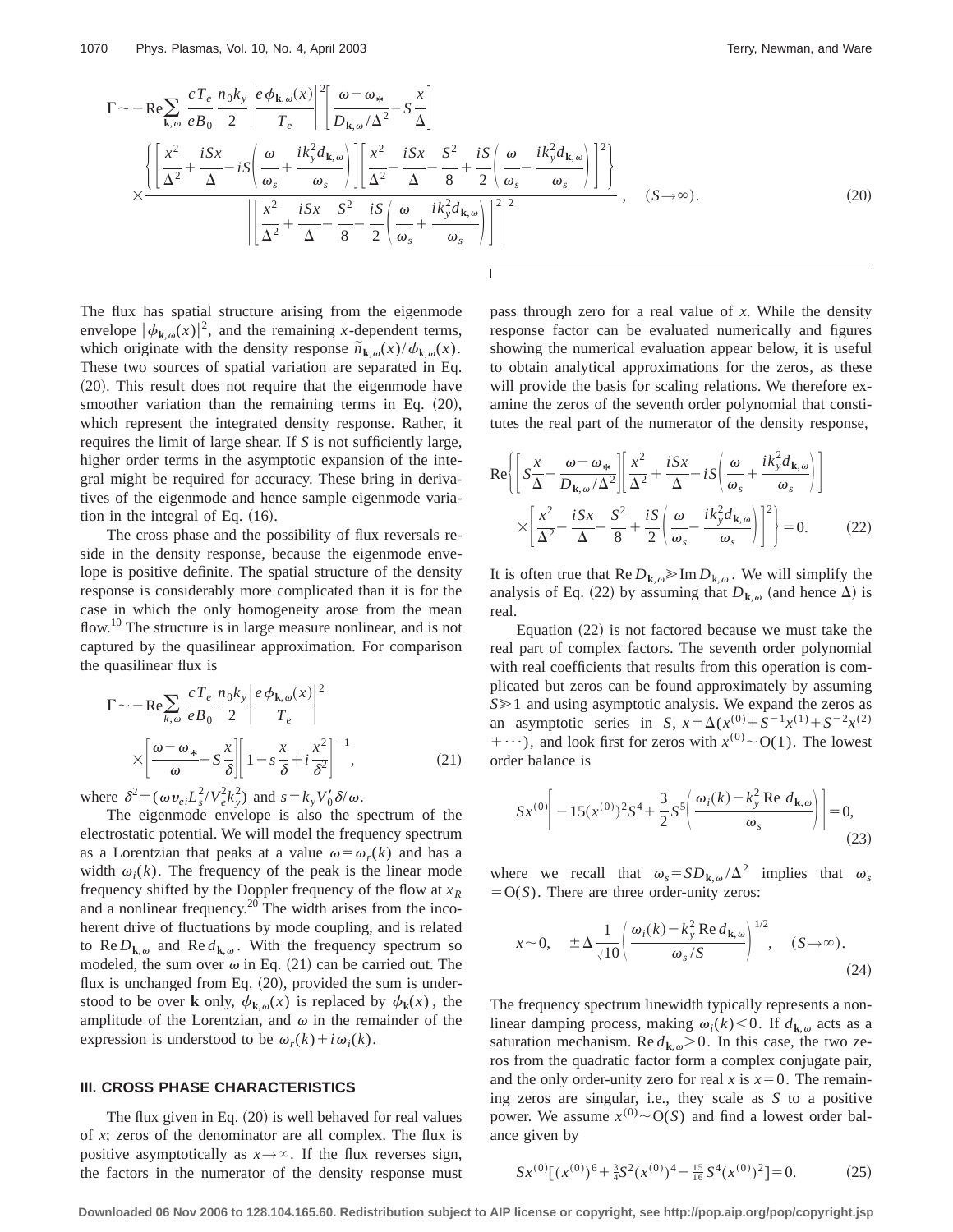$$\Gamma \sim -\mathrm{Re}\sum_{\mathbf{k},\omega} \frac{cT_e}{eB_0}\frac{n_0 k_y}{2}\left|\frac{e\phi_{\mathbf{k},\omega}(x)}{T_e}\right|^2 \left[\frac{\omega-\omega_*}{D_{\mathbf{k},\omega}/\Delta^2} - S\frac{x}{\Delta}\right] \times \frac{\left\{\left[\frac{x^2}{\Delta^2}+\frac{iSx}{\Delta} - iS\left(\frac{\omega}{\omega_s}+\frac{ik_y^2 d_{\mathbf{k},\omega}}{\omega_s}\right)\right]\left[\frac{x^2}{\Delta^2}-\frac{iSx}{\Delta}-\frac{S^2}{8}+\frac{iS}{2}\left(\frac{\omega}{\omega_s}-\frac{ik_y^2 d_{\mathbf{k},\omega}}{\omega_s}\right)\right]^2\right\}}{\left|\left[\frac{x^2}{\Delta^2}+\frac{iSx}{\Delta}-\frac{S^2}{8}-\frac{iS}{2}\left(\frac{\omega}{\omega_s}+\frac{ik_y^2 d_{\mathbf{k},\omega}}{\omega_s}\right)\right]^2\right|^2}, \quad (S\to\infty). \tag{20}$$

The flux has spatial structure arising from the eigenmode envelope $|\phi_{\mathbf{k},\omega}(x)|^2$, and the remaining $x$-dependent terms, which originate with the density response $\tilde{n}_{\mathbf{k},\omega}(x)/\phi_{\mathrm{k},\omega}(x)$. These two sources of spatial variation are separated in Eq. (20). This result does not require that the eigenmode have smoother variation than the remaining terms in Eq. (20), which represent the integrated density response. Rather, it requires the limit of large shear. If $S$ is not sufficiently large, higher order terms in the asymptotic expansion of the integral might be required for accuracy. These bring in derivatives of the eigenmode and hence sample eigenmode variation in the integral of Eq. (16).

The cross phase and the possibility of flux reversals reside in the density response, because the eigenmode envelope is positive definite. The spatial structure of the density response is considerably more complicated than it is for the case in which the only homogeneity arose from the mean flow.[10] The structure is in large measure nonlinear, and is not captured by the quasilinear approximation. For comparison the quasilinear flux is

$$\Gamma \sim -\mathrm{Re}\sum_{k,\omega} \frac{cT_e}{eB_0}\frac{n_0 k_y}{2}\left|\frac{e\phi_{\mathbf{k},\omega}(x)}{T_e}\right|^2 \times \left[\frac{\omega-\omega_*}{\omega} - S\frac{x}{\delta}\right]\left[1 - s\frac{x}{\delta}+i\frac{x^2}{\delta^2}\right]^{-1}, \tag{21}$$

where $\delta^2 = (\omega v_{ei} L_s^2 / V_e^2 k_y^2)$ and $s = k_y V_0' \delta/\omega$.

The eigenmode envelope is also the spectrum of the electrostatic potential. We will model the frequency spectrum as a Lorentzian that peaks at a value $\omega = \omega_r(k)$ and has a width $\omega_i(k)$. The frequency of the peak is the linear mode frequency shifted by the Doppler frequency of the flow at $x_R$ and a nonlinear frequency.[20] The width arises from the incoherent drive of fluctuations by mode coupling, and is related to $\mathrm{Re}\, D_{\mathbf{k},\omega}$ and $\mathrm{Re}\, d_{\mathbf{k},\omega}$. With the frequency spectrum so modeled, the sum over $\omega$ in Eq. (21) can be carried out. The flux is unchanged from Eq. (20), provided the sum is understood to be over $\mathbf{k}$ only, $\phi_{\mathbf{k},\omega}(x)$ is replaced by $\phi_{\mathbf{k}}(x)$, the amplitude of the Lorentzian, and $\omega$ in the remainder of the expression is understood to be $\omega_r(k)+i\omega_i(k)$.

### III. CROSS PHASE CHARACTERISTICS

The flux given in Eq. (20) is well behaved for real values of $x$; zeros of the denominator are all complex. The flux is positive asymptotically as $x\to\infty$. If the flux reverses sign, the factors in the numerator of the density response must pass through zero for a real value of $x$. While the density response factor can be evaluated numerically and figures showing the numerical evaluation appear below, it is useful to obtain analytical approximations for the zeros, as these will provide the basis for scaling relations. We therefore examine the zeros of the seventh order polynomial that constitutes the real part of the numerator of the density response,

$$\mathrm{Re}\left\{\left[S\frac{x}{\Delta} - \frac{\omega-\omega_*}{D_{\mathbf{k},\omega}/\Delta^2}\right]\left[\frac{x^2}{\Delta^2}+\frac{iSx}{\Delta}-iS\left(\frac{\omega}{\omega_s}+\frac{ik_y^2 d_{\mathbf{k},\omega}}{\omega_s}\right)\right] \times \left[\frac{x^2}{\Delta^2}-\frac{iSx}{\Delta}-\frac{S^2}{8}+\frac{iS}{2}\left(\frac{\omega}{\omega_s}-\frac{ik_y^2 d_{\mathbf{k},\omega}}{\omega_s}\right)\right]^2\right\} = 0. \tag{22}$$

It is often true that $\mathrm{Re}\, D_{\mathbf{k},\omega} \gg \mathrm{Im}\, D_{\mathrm{k},\omega}$. We will simplify the analysis of Eq. (22) by assuming that $D_{\mathbf{k},\omega}$ (and hence $\Delta$) is real.

Equation (22) is not factored because we must take the real part of complex factors. The seventh order polynomial with real coefficients that results from this operation is complicated but zeros can be found approximately by assuming $S\gg 1$ and using asymptotic analysis. We expand the zeros as an asymptotic series in $S$, $x = \Delta(x^{(0)} + S^{-1}x^{(1)} + S^{-2}x^{(2)} + \cdots)$, and look first for zeros with $x^{(0)} \sim \mathrm{O}(1)$. The lowest order balance is

$$Sx^{(0)}\left[-15(x^{(0)})^2 S^4 + \frac{3}{2}S^5\left(\frac{\omega_i(k) - k_y^2\,\mathrm{Re}\, d_{\mathbf{k},\omega}}{\omega_s}\right)\right] = 0, \tag{23}$$

where we recall that $\omega_s = SD_{\mathbf{k},\omega}/\Delta^2$ implies that $\omega_s = \mathrm{O}(S)$. There are three order-unity zeros:

$$x \sim 0, \quad \pm\Delta\frac{1}{\sqrt{10}}\left(\frac{\omega_i(k) - k_y^2\,\mathrm{Re}\, d_{\mathbf{k},\omega}}{\omega_s/S}\right)^{1/2}, \quad (S\to\infty). \tag{24}$$

The frequency spectrum linewidth typically represents a nonlinear damping process, making $\omega_i(k) < 0$. If $d_{\mathbf{k},\omega}$ acts as a saturation mechanism, $\mathrm{Re}\, d_{\mathbf{k},\omega} > 0$. In this case, the two zeros from the quadratic factor form a complex conjugate pair, and the only order-unity zero for real $x$ is $x=0$. The remaining zeros are singular, i.e., they scale as $S$ to a positive power. We assume $x^{(0)} \sim \mathrm{O}(S)$ and find a lowest order balance given by

$$Sx^{(0)}[(x^{(0)})^6 + \tfrac{3}{4}S^2(x^{(0)})^4 - \tfrac{15}{16}S^4(x^{(0)})^2] = 0. \tag{25}$$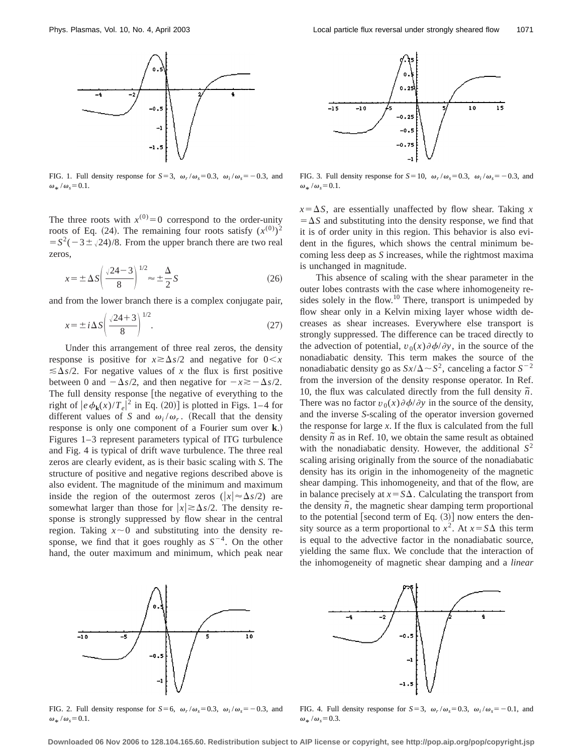FIG. 1. Full density response for $S=3$, $\omega_r/\omega_s=0.3$, $\omega_i/\omega_s=-0.3$, and $\omega_*/\omega_s=0.1$.

FIG. 3. Full density response for $S=10$, $\omega_r/\omega_s=0.3$, $\omega_i/\omega_s=-0.3$, and $\omega_*/\omega_s=0.1$.

The three roots with $x^{(0)}=0$ correspond to the order-unity roots of Eq. (24). The remaining four roots satisfy $(x^{(0)})^2 = S^2(-3\pm\sqrt{24})/8$. From the upper branch there are two real zeros,

$$x = \pm \Delta S \left( \frac{\sqrt{24}-3}{8} \right)^{1/2} \approx \pm \frac{\Delta}{2} S \tag{26}$$

and from the lower branch there is a complex conjugate pair,

$$x = \pm i \Delta S \left( \frac{\sqrt{24}+3}{8} \right)^{1/2}. \tag{27}$$

Under this arrangement of three real zeros, the density response is positive for $x \gtrsim \Delta s/2$ and negative for $0 < x \lesssim \Delta s/2$. For negative values of $x$ the flux is first positive between 0 and $-\Delta s/2$, and then negative for $-x \gtrsim -\Delta s/2$. The full density response [the negative of everything to the right of $|e\phi_{\mathbf{k}}(x)/T_e|^2$ in Eq. (20)] is plotted in Figs. 1–4 for different values of $S$ and $\omega_i/\omega_r$. (Recall that the density response is only one component of a Fourier sum over $\mathbf{k}$.) Figures 1–3 represent parameters typical of ITG turbulence and Fig. 4 is typical of drift wave turbulence. The three real zeros are clearly evident, as is their basic scaling with $S$. The structure of positive and negative regions described above is also evident. The magnitude of the minimum and maximum inside the region of the outermost zeros ($|x| \approx \Delta s/2$) are somewhat larger than those for $|x| \gtrsim \Delta s/2$. The density response is strongly suppressed by flow shear in the central region. Taking $x \sim 0$ and substituting into the density response, we find that it goes roughly as $S^{-4}$. On the other hand, the outer maximum and minimum, which peak near $x = \Delta S$, are essentially unaffected by flow shear. Taking $x = \Delta S$ and substituting into the density response, we find that it is of order unity in this region. This behavior is also evident in the figures, which shows the central minimum becoming less deep as $S$ increases, while the rightmost maxima is unchanged in magnitude.

This absence of scaling with the shear parameter in the outer lobes contrasts with the case where inhomogeneity resides solely in the flow.[10] There, transport is unimpeded by flow shear only in a Kelvin mixing layer whose width decreases as shear increases. Everywhere else transport is strongly suppressed. The difference can be traced directly to the advection of potential, $v_0(x)\partial\phi/\partial y$, in the source of the nonadiabatic density. This term makes the source of the nonadiabatic density go as $Sx/\Delta \sim S^2$, canceling a factor $S^{-2}$ from the inversion of the density response operator. In Ref. 10, the flux was calculated directly from the full density $\tilde{n}$. There was no factor $v_0(x)\partial\phi/\partial y$ in the source of the density, and the inverse $S$-scaling of the operator inversion governed the response for large $x$. If the flux is calculated from the full density $\tilde{n}$ as in Ref. 10, we obtain the same result as obtained with the nonadiabatic density. However, the additional $S^2$ scaling arising originally from the source of the nonadiabatic density has its origin in the inhomogeneity of the magnetic shear damping. This inhomogeneity, and that of the flow, are in balance precisely at $x = S\Delta$. Calculating the transport from the density $\tilde{n}$, the magnetic shear damping term proportional to the potential [second term of Eq. (3)] now enters the density source as a term proportional to $x^2$. At $x = S\Delta$ this term is equal to the advective factor in the nonadiabatic source, yielding the same flux. We conclude that the interaction of the inhomogeneity of magnetic shear damping and a *linear*

FIG. 2. Full density response for $S=6$, $\omega_r/\omega_s=0.3$, $\omega_i/\omega_s=-0.3$, and $\omega_*/\omega_s=0.1$.

FIG. 4. Full density response for $S=3$, $\omega_r/\omega_s=0.3$, $\omega_i/\omega_s=-0.1$, and $\omega_*/\omega_s=0.3$.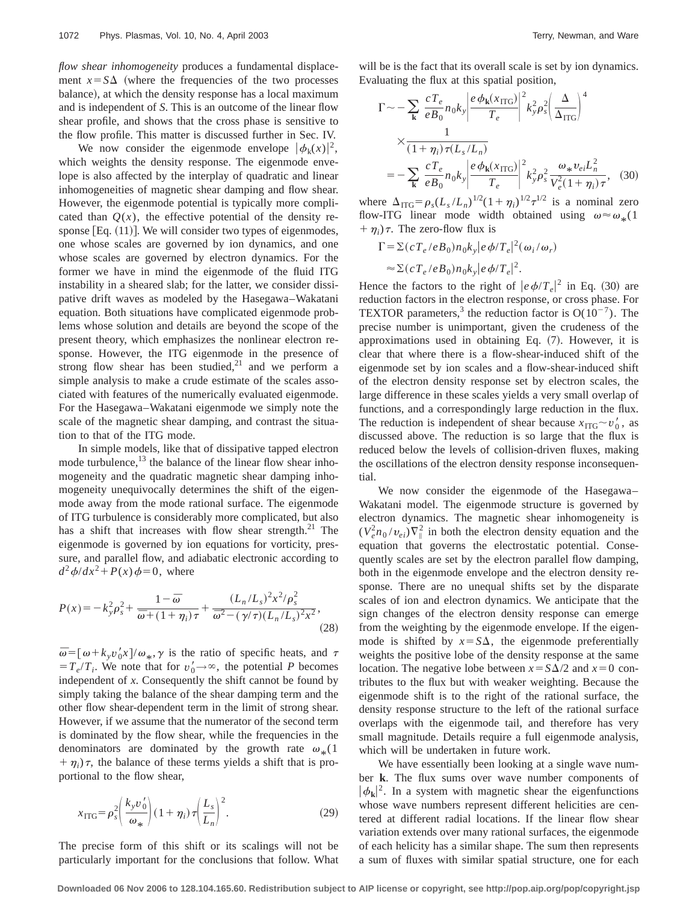*flow shear inhomogeneity* produces a fundamental displacement $x=S\Delta$ (where the frequencies of the two processes balance), at which the density response has a local maximum and is independent of $S$. This is an outcome of the linear flow shear profile, and shows that the cross phase is sensitive to the flow profile. This matter is discussed further in Sec. IV.

We now consider the eigenmode envelope $|\phi_{\mathbf{k}}(x)|^2$, which weights the density response. The eigenmode envelope is also affected by the interplay of quadratic and linear inhomogeneities of magnetic shear damping and flow shear. However, the eigenmode potential is typically more complicated than $Q(x)$, the effective potential of the density response [Eq. (11)]. We will consider two types of eigenmodes, one whose scales are governed by ion dynamics, and one whose scales are governed by electron dynamics. For the former we have in mind the eigenmode of the fluid ITG instability in a sheared slab; for the latter, we consider dissipative drift waves as modeled by the Hasegawa–Wakatani equation. Both situations have complicated eigenmode problems whose solution and details are beyond the scope of the present theory, which emphasizes the nonlinear electron response. However, the ITG eigenmode in the presence of strong flow shear has been studied,[21] and we perform a simple analysis to make a crude estimate of the scales associated with features of the numerically evaluated eigenmode. For the Hasegawa–Wakatani eigenmode we simply note the scale of the magnetic shear damping, and contrast the situation to that of the ITG mode.

In simple models, like that of dissipative tapped electron mode turbulence,[13] the balance of the linear flow shear inhomogeneity and the quadratic magnetic shear damping inhomogeneity unequivocally determines the shift of the eigenmode away from the mode rational surface. The eigenmode of ITG turbulence is considerably more complicated, but also has a shift that increases with flow shear strength.[21] The eigenmode is governed by ion equations for vorticity, pressure, and parallel flow, and adiabatic electronic according to $d^2\phi/dx^2+P(x)\phi=0$, where

$$P(x)=-k_y^2\rho_s^2+\frac{1-\bar{\omega}}{\bar{\omega}+(1+\eta_i)\tau}+\frac{(L_n/L_s)^2x^2/\rho_s^2}{\bar{\omega}^2-(\gamma/\tau)(L_n/L_s)^2x^2}, \tag{28}$$

$\bar{\omega}=[\omega+k_yv_0'x]/\omega_*$, $\gamma$ is the ratio of specific heats, and $\tau=T_e/T_i$. We note that for $v_0'\to\infty$, the potential $P$ becomes independent of $x$. Consequently the shift cannot be found by simply taking the balance of the shear damping term and the other flow shear-dependent term in the limit of strong shear. However, if we assume that the numerator of the second term is dominated by the flow shear, while the frequencies in the denominators are dominated by the growth rate $\omega_*(1+\eta_i)\tau$, the balance of these terms yields a shift that is proportional to the flow shear,

$$x_{\text{ITG}}=\rho_s^2\left(\frac{k_yv_0'}{\omega_*}\right)(1+\eta_i)\tau\left(\frac{L_s}{L_n}\right)^2. \tag{29}$$

The precise form of this shift or its scalings will not be particularly important for the conclusions that follow. What will be is the fact that its overall scale is set by ion dynamics. Evaluating the flux at this spatial position,

$$\begin{aligned}\Gamma\sim&-\sum_{\mathbf{k}}\frac{cT_e}{eB_0}n_0k_y\left|\frac{e\phi_{\mathbf{k}}(x_{\text{ITG}})}{T_e}\right|^2k_y^2\rho_s^2\left(\frac{\Delta}{\Delta_{\text{ITG}}}\right)^4\\&\times\frac{1}{(1+\eta_i)\tau(L_s/L_n)}\\=&-\sum_{\mathbf{k}}\frac{cT_e}{eB_0}n_0k_y\left|\frac{e\phi_{\mathbf{k}}(x_{\text{ITG}})}{T_e}\right|^2k_y^2\rho_s^2\frac{\omega_*v_{ei}L_n^2}{V_e^2(1+\eta_i)\tau},\end{aligned} \tag{30}$$

where $\Delta_{\text{ITG}}=\rho_s(L_s/L_n)^{1/2}(1+\eta_i)^{1/2}\tau^{1/2}$ is a nominal zero flow-ITG linear mode width obtained using $\omega\approx\omega_*(1+\eta_i)\tau$. The zero-flow flux is

$$\begin{aligned}\Gamma&=\Sigma(cT_e/eB_0)n_0k_y|e\phi/T_e|^2(\omega_i/\omega_r)\\&\approx\Sigma(cT_e/eB_0)n_0k_y|e\phi/T_e|^2.\end{aligned}$$

Hence the factors to the right of $|e\phi/T_e|^2$ in Eq. (30) are reduction factors in the electron response, or cross phase. For TEXTOR parameters,[3] the reduction factor is $O(10^{-7})$. The precise number is unimportant, given the crudeness of the approximations used in obtaining Eq. (7). However, it is clear that where there is a flow-shear-induced shift of the eigenmode set by ion scales and a flow-shear-induced shift of the electron density response set by electron scales, the large difference in these scales yields a very small overlap of functions, and a correspondingly large reduction in the flux. The reduction is independent of shear because $x_{\text{ITG}}\sim v_0'$, as discussed above. The reduction is so large that the flux is reduced below the levels of collision-driven fluxes, making the oscillations of the electron density response inconsequential.

We now consider the eigenmode of the Hasegawa–Wakatani model. The eigenmode structure is governed by electron dynamics. The magnetic shear inhomogeneity is $(V_e^2n_0/v_{ei})\nabla_\parallel^2$ in both the electron density equation and the equation that governs the electrostatic potential. Consequently scales are set by the electron parallel flow damping, both in the eigenmode envelope and the electron density response. There are no unequal shifts set by the disparate scales of ion and electron dynamics. We anticipate that the sign changes of the electron density response can emerge from the weighting by the eigenmode envelope. If the eigenmode is shifted by $x=S\Delta$, the eigenmode preferentially weights the positive lobe of the density response at the same location. The negative lobe between $x=S\Delta/2$ and $x=0$ contributes to the flux but with weaker weighting. Because the eigenmode shift is to the right of the rational surface, the density response structure to the left of the rational surface overlaps with the eigenmode tail, and therefore has very small magnitude. Details require a full eigenmode analysis, which will be undertaken in future work.

We have essentially been looking at a single wave number $\mathbf{k}$. The flux sums over wave number components of $|\phi_{\mathbf{k}}|^2$. In a system with magnetic shear the eigenfunctions whose wave numbers represent different helicities are centered at different radial locations. If the linear flow shear variation extends over many rational surfaces, the eigenmode of each helicity has a similar shape. The sum then represents a sum of fluxes with similar spatial structure, one for each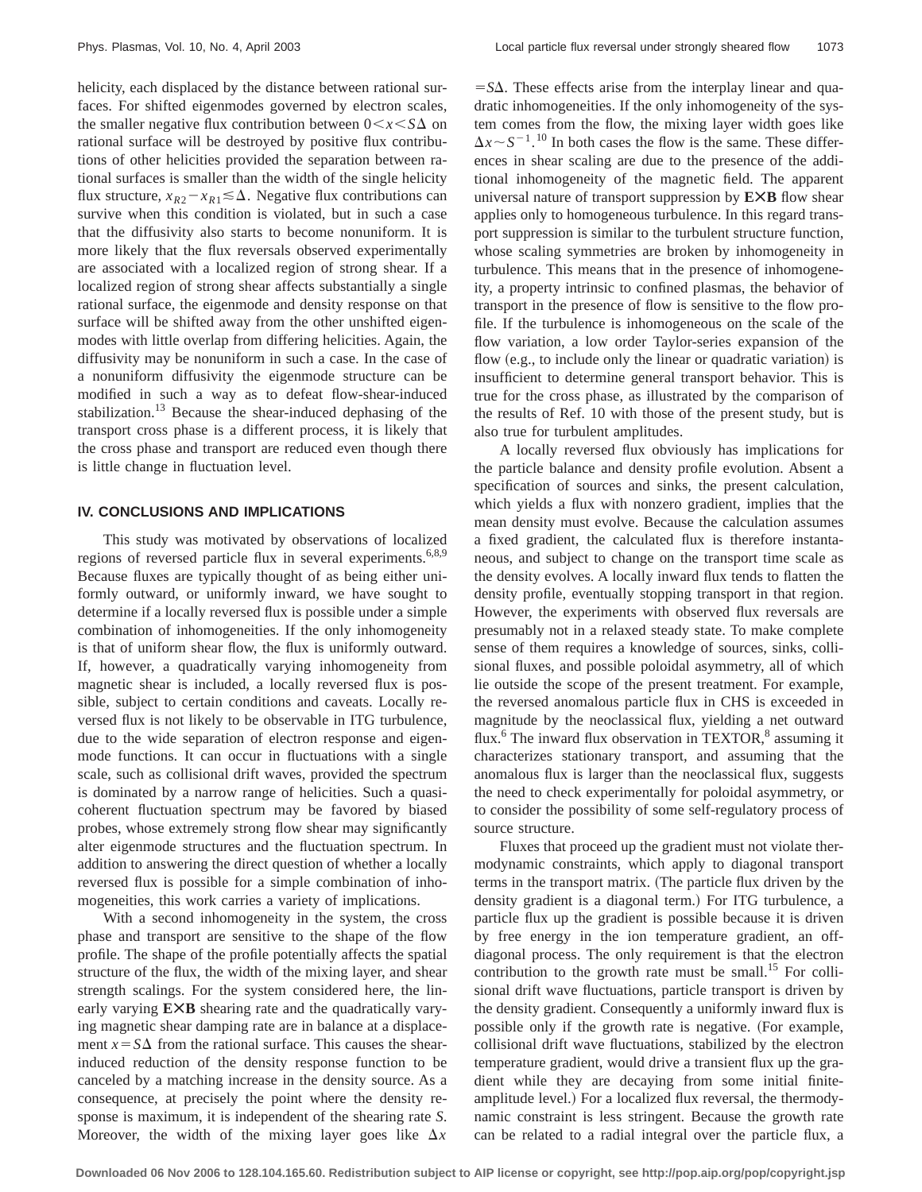helicity, each displaced by the distance between rational surfaces. For shifted eigenmodes governed by electron scales, the smaller negative flux contribution between $0<x<S\Delta$ on rational surface will be destroyed by positive flux contributions of other helicities provided the separation between rational surfaces is smaller than the width of the single helicity flux structure, $x_{R2}-x_{R1}\lesssim\Delta$. Negative flux contributions can survive when this condition is violated, but in such a case that the diffusivity also starts to become nonuniform. It is more likely that the flux reversals observed experimentally are associated with a localized region of strong shear. If a localized region of strong shear affects substantially a single rational surface, the eigenmode and density response on that surface will be shifted away from the other unshifted eigenmodes with little overlap from differing helicities. Again, the diffusivity may be nonuniform in such a case. In the case of a nonuniform diffusivity the eigenmode structure can be modified in such a way as to defeat flow-shear-induced stabilization.[13] Because the shear-induced dephasing of the transport cross phase is a different process, it is likely that the cross phase and transport are reduced even though there is little change in fluctuation level.

## IV. CONCLUSIONS AND IMPLICATIONS

This study was motivated by observations of localized regions of reversed particle flux in several experiments.[6,8,9] Because fluxes are typically thought of as being either uniformly outward, or uniformly inward, we have sought to determine if a locally reversed flux is possible under a simple combination of inhomogeneities. If the only inhomogeneity is that of uniform shear flow, the flux is uniformly outward. If, however, a quadratically varying inhomogeneity from magnetic shear is included, a locally reversed flux is possible, subject to certain conditions and caveats. Locally reversed flux is not likely to be observable in ITG turbulence, due to the wide separation of electron response and eigenmode functions. It can occur in fluctuations with a single scale, such as collisional drift waves, provided the spectrum is dominated by a narrow range of helicities. Such a quasi-coherent fluctuation spectrum may be favored by biased probes, whose extremely strong flow shear may significantly alter eigenmode structures and the fluctuation spectrum. In addition to answering the direct question of whether a locally reversed flux is possible for a simple combination of inhomogeneities, this work carries a variety of implications.

With a second inhomogeneity in the system, the cross phase and transport are sensitive to the shape of the flow profile. The shape of the profile potentially affects the spatial structure of the flux, the width of the mixing layer, and shear strength scalings. For the system considered here, the linearly varying **E×B** shearing rate and the quadratically varying magnetic shear damping rate are in balance at a displacement $x=S\Delta$ from the rational surface. This causes the shear-induced reduction of the density response function to be canceled by a matching increase in the density source. As a consequence, at precisely the point where the density response is maximum, it is independent of the shearing rate $S$. Moreover, the width of the mixing layer goes like $\Delta x=S\Delta$. These effects arise from the interplay linear and quadratic inhomogeneities. If the only inhomogeneity of the system comes from the flow, the mixing layer width goes like $\Delta x\sim S^{-1}$.[10] In both cases the flow is the same. These differences in shear scaling are due to the presence of the additional inhomogeneity of the magnetic field. The apparent universal nature of transport suppression by **E×B** flow shear applies only to homogeneous turbulence. In this regard transport suppression is similar to the turbulent structure function, whose scaling symmetries are broken by inhomogeneity in turbulence. This means that in the presence of inhomogeneity, a property intrinsic to confined plasmas, the behavior of transport in the presence of flow is sensitive to the flow profile. If the turbulence is inhomogeneous on the scale of the flow variation, a low order Taylor-series expansion of the flow (e.g., to include only the linear or quadratic variation) is insufficient to determine general transport behavior. This is true for the cross phase, as illustrated by the comparison of the results of Ref. 10 with those of the present study, but is also true for turbulent amplitudes.

A locally reversed flux obviously has implications for the particle balance and density profile evolution. Absent a specification of sources and sinks, the present calculation, which yields a flux with nonzero gradient, implies that the mean density must evolve. Because the calculation assumes a fixed gradient, the calculated flux is therefore instantaneous, and subject to change on the transport time scale as the density evolves. A locally inward flux tends to flatten the density profile, eventually stopping transport in that region. However, the experiments with observed flux reversals are presumably not in a relaxed steady state. To make complete sense of them requires a knowledge of sources, sinks, collisional fluxes, and possible poloidal asymmetry, all of which lie outside the scope of the present treatment. For example, the reversed anomalous particle flux in CHS is exceeded in magnitude by the neoclassical flux, yielding a net outward flux.[6] The inward flux observation in TEXTOR,[8] assuming it characterizes stationary transport, and assuming that the anomalous flux is larger than the neoclassical flux, suggests the need to check experimentally for poloidal asymmetry, or to consider the possibility of some self-regulatory process of source structure.

Fluxes that proceed up the gradient must not violate thermodynamic constraints, which apply to diagonal transport terms in the transport matrix. (The particle flux driven by the density gradient is a diagonal term.) For ITG turbulence, a particle flux up the gradient is possible because it is driven by free energy in the ion temperature gradient, an off-diagonal process. The only requirement is that the electron contribution to the growth rate must be small.[15] For collisional drift wave fluctuations, particle transport is driven by the density gradient. Consequently a uniformly inward flux is possible only if the growth rate is negative. (For example, collisional drift wave fluctuations, stabilized by the electron temperature gradient, would drive a transient flux up the gradient while they are decaying from some initial finite-amplitude level.) For a localized flux reversal, the thermodynamic constraint is less stringent. Because the growth rate can be related to a radial integral over the particle flux, a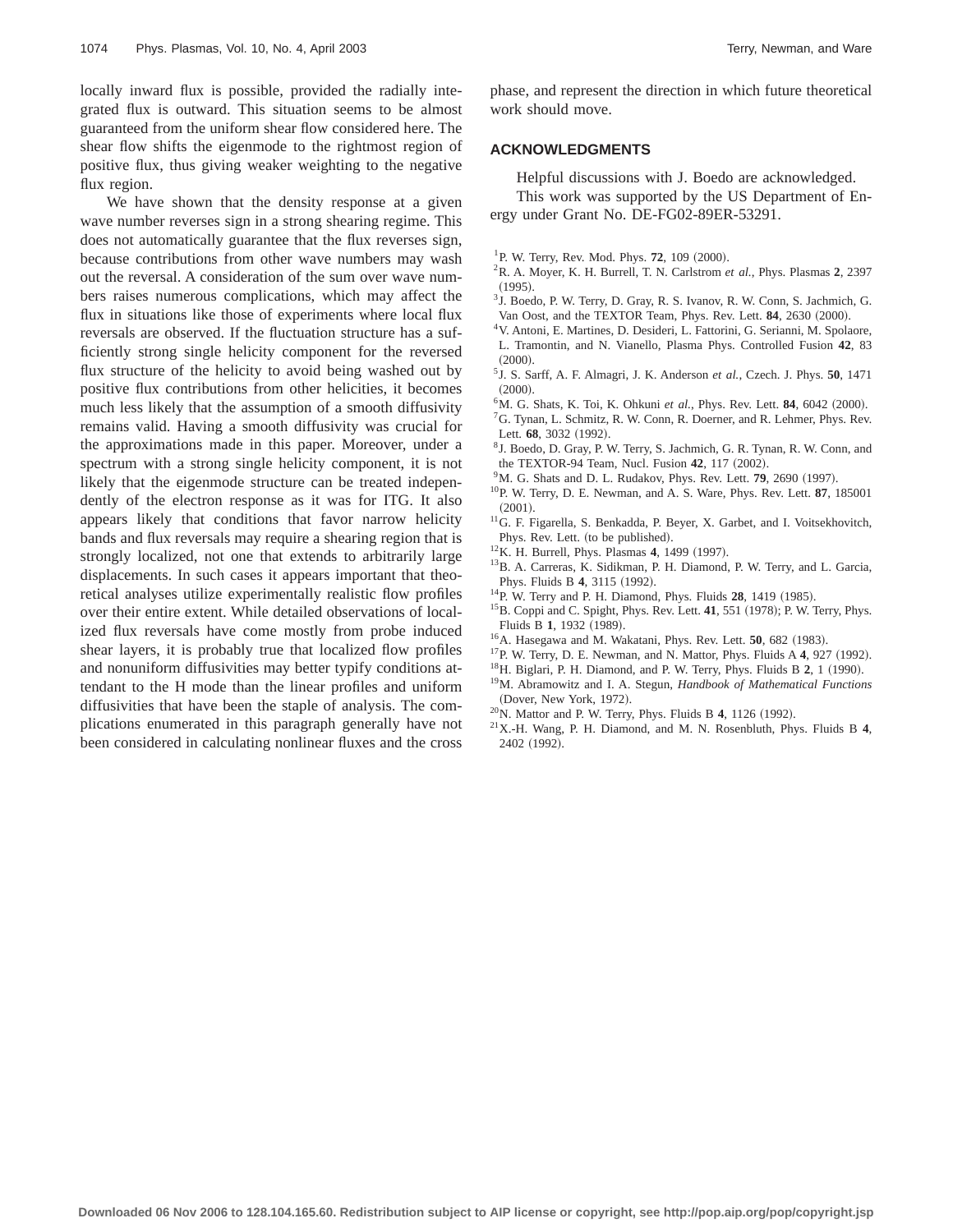locally inward flux is possible, provided the radially integrated flux is outward. This situation seems to be almost guaranteed from the uniform shear flow considered here. The shear flow shifts the eigenmode to the rightmost region of positive flux, thus giving weaker weighting to the negative flux region.

We have shown that the density response at a given wave number reverses sign in a strong shearing regime. This does not automatically guarantee that the flux reverses sign, because contributions from other wave numbers may wash out the reversal. A consideration of the sum over wave numbers raises numerous complications, which may affect the flux in situations like those of experiments where local flux reversals are observed. If the fluctuation structure has a sufficiently strong single helicity component for the reversed flux structure of the helicity to avoid being washed out by positive flux contributions from other helicities, it becomes much less likely that the assumption of a smooth diffusivity remains valid. Having a smooth diffusivity was crucial for the approximations made in this paper. Moreover, under a spectrum with a strong single helicity component, it is not likely that the eigenmode structure can be treated independently of the electron response as it was for ITG. It also appears likely that conditions that favor narrow helicity bands and flux reversals may require a shearing region that is strongly localized, not one that extends to arbitrarily large displacements. In such cases it appears important that theoretical analyses utilize experimentally realistic flow profiles over their entire extent. While detailed observations of localized flux reversals have come mostly from probe induced shear layers, it is probably true that localized flow profiles and nonuniform diffusivities may better typify conditions attendant to the H mode than the linear profiles and uniform diffusivities that have been the staple of analysis. The complications enumerated in this paragraph generally have not been considered in calculating nonlinear fluxes and the cross phase, and represent the direction in which future theoretical work should move.

## ACKNOWLEDGMENTS

Helpful discussions with J. Boedo are acknowledged.

This work was supported by the US Department of Energy under Grant No. DE-FG02-89ER-53291.

[1] P. W. Terry, Rev. Mod. Phys. **72**, 109 (2000).

[2] R. A. Moyer, K. H. Burrell, T. N. Carlstrom *et al.*, Phys. Plasmas **2**, 2397 (1995).

[3] J. Boedo, P. W. Terry, D. Gray, R. S. Ivanov, R. W. Conn, S. Jachmich, G. Van Oost, and the TEXTOR Team, Phys. Rev. Lett. **84**, 2630 (2000).

[4] V. Antoni, E. Martines, D. Desideri, L. Fattorini, G. Serianni, M. Spolaore, L. Tramontin, and N. Vianello, Plasma Phys. Controlled Fusion **42**, 83 (2000).

[5] J. S. Sarff, A. F. Almagri, J. K. Anderson *et al.*, Czech. J. Phys. **50**, 1471 (2000).

[6] M. G. Shats, K. Toi, K. Ohkuni *et al.*, Phys. Rev. Lett. **84**, 6042 (2000).

[7] G. Tynan, L. Schmitz, R. W. Conn, R. Doerner, and R. Lehmer, Phys. Rev. Lett. **68**, 3032 (1992).

[8] J. Boedo, D. Gray, P. W. Terry, S. Jachmich, G. R. Tynan, R. W. Conn, and the TEXTOR-94 Team, Nucl. Fusion **42**, 117 (2002).

[9] M. G. Shats and D. L. Rudakov, Phys. Rev. Lett. **79**, 2690 (1997).

[10] P. W. Terry, D. E. Newman, and A. S. Ware, Phys. Rev. Lett. **87**, 185001 (2001).

[11] G. F. Figarella, S. Benkadda, P. Beyer, X. Garbet, and I. Voitsekhovitch, Phys. Rev. Lett. (to be published).

[12] K. H. Burrell, Phys. Plasmas **4**, 1499 (1997).

[13] B. A. Carreras, K. Sidikman, P. H. Diamond, P. W. Terry, and L. Garcia, Phys. Fluids B **4**, 3115 (1992).

[14] P. W. Terry and P. H. Diamond, Phys. Fluids **28**, 1419 (1985).

[15] B. Coppi and C. Spight, Phys. Rev. Lett. **41**, 551 (1978); P. W. Terry, Phys. Fluids B **1**, 1932 (1989).

[16] A. Hasegawa and M. Wakatani, Phys. Rev. Lett. **50**, 682 (1983).

[17] P. W. Terry, D. E. Newman, and N. Mattor, Phys. Fluids A **4**, 927 (1992).

[18] H. Biglari, P. H. Diamond, and P. W. Terry, Phys. Fluids B **2**, 1 (1990).

[19] M. Abramowitz and I. A. Stegun, *Handbook of Mathematical Functions* (Dover, New York, 1972).

[20] N. Mattor and P. W. Terry, Phys. Fluids B **4**, 1126 (1992).

[21] X.-H. Wang, P. H. Diamond, and M. N. Rosenbluth, Phys. Fluids B **4**, 2402 (1992).